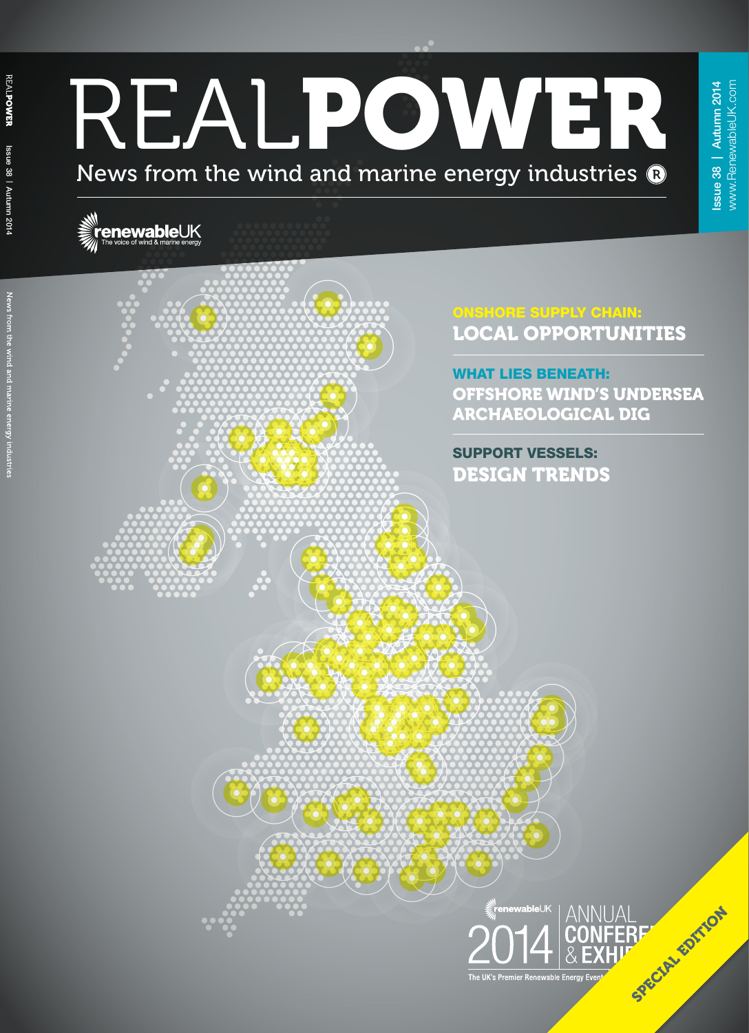# REALPOWER

News from the wind and marine energy industries

Issue 38 | Autumn 2014
www.RenewableUK.com

renewableUK
The voice of wind & marine energy

## ONSHORE SUPPLY CHAIN: LOCAL OPPORTUNITIES

## WHAT LIES BENEATH: OFFSHORE WIND'S UNDERSEA ARCHAEOLOGICAL DIG

## SUPPORT VESSELS: DESIGN TRENDS

renewableUK 2014 ANNUAL CONFERE & EXHI
The UK's Premier Renewable Energy Event

SPECIAL EDITION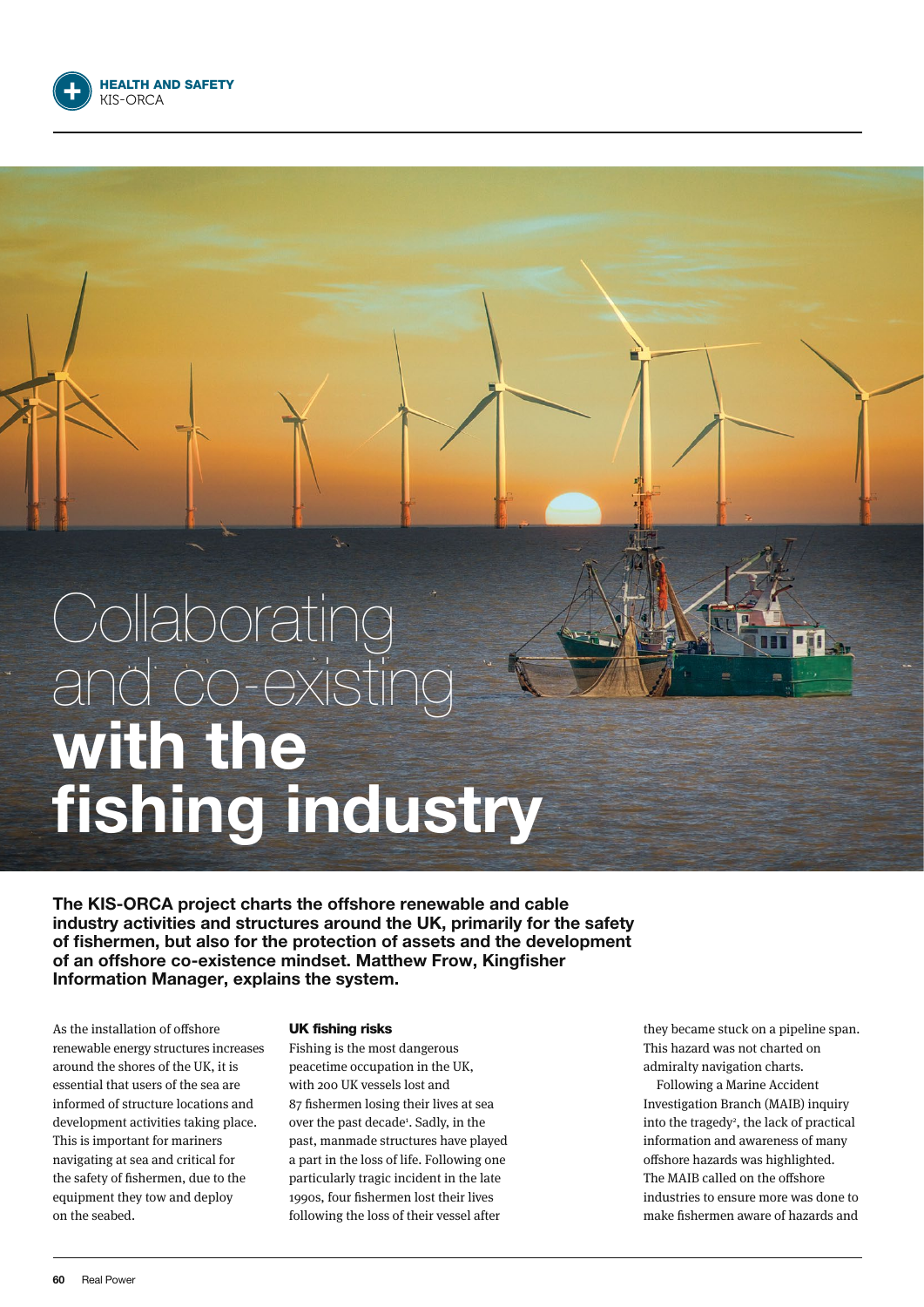# Collaborating and co-existing **with the fishing industry**

**The KIS-ORCA project charts the offshore renewable and cable industry activities and structures around the UK, primarily for the safety of fishermen, but also for the protection of assets and the development of an offshore co-existence mindset. Matthew Frow, Kingfisher Information Manager, explains the system.**

As the installation of offshore renewable energy structures increases around the shores of the UK, it is essential that users of the sea are informed of structure locations and development activities taking place. This is important for mariners navigating at sea and critical for the safety of fishermen, due to the equipment they tow and deploy on the seabed.

### UK fishing risks

Fishing is the most dangerous peacetime occupation in the UK, with 200 UK vessels lost and 87 fishermen losing their lives at sea over the past decade[1]. Sadly, in the past, manmade structures have played a part in the loss of life. Following one particularly tragic incident in the late 1990s, four fishermen lost their lives following the loss of their vessel after they became stuck on a pipeline span. This hazard was not charted on admiralty navigation charts.

Following a Marine Accident Investigation Branch (MAIB) inquiry into the tragedy[2], the lack of practical information and awareness of many offshore hazards was highlighted. The MAIB called on the offshore industries to ensure more was done to make fishermen aware of hazards and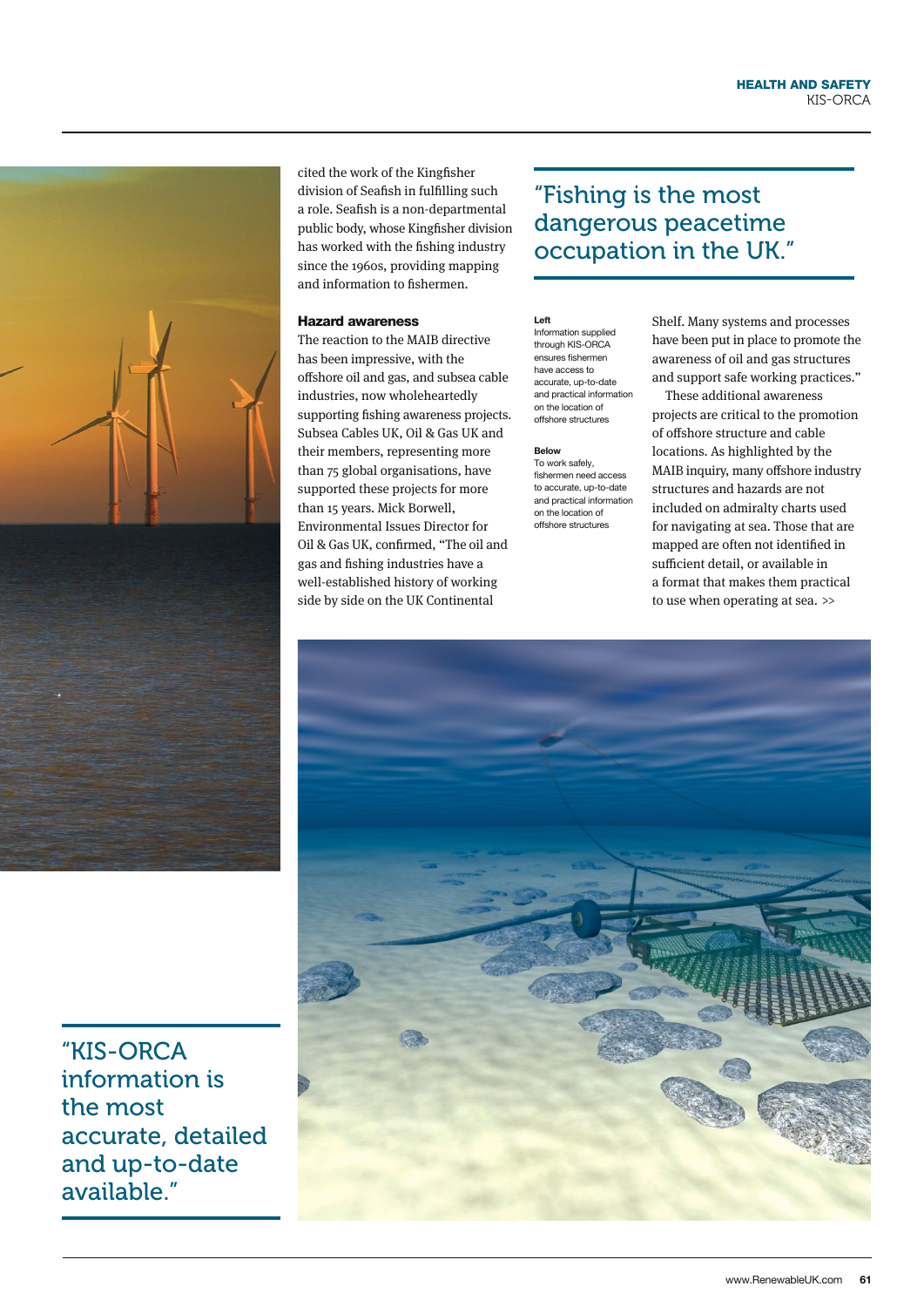cited the work of the Kingfisher division of Seafish in fulfilling such a role. Seafish is a non-departmental public body, whose Kingfisher division has worked with the fishing industry since the 1960s, providing mapping and information to fishermen.

### Hazard awareness

The reaction to the MAIB directive has been impressive, with the offshore oil and gas, and subsea cable industries, now wholeheartedly supporting fishing awareness projects. Subsea Cables UK, Oil & Gas UK and their members, representing more than 75 global organisations, have supported these projects for more than 15 years. Mick Borwell, Environmental Issues Director for Oil & Gas UK, confirmed, "The oil and gas and fishing industries have a well-established history of working side by side on the UK Continental Shelf. Many systems and processes have been put in place to promote the awareness of oil and gas structures and support safe working practices."

These additional awareness projects are critical to the promotion of offshore structure and cable locations. As highlighted by the MAIB inquiry, many offshore industry structures and hazards are not included on admiralty charts used for navigating at sea. Those that are mapped are often not identified in sufficient detail, or available in a format that makes them practical to use when operating at sea. >>

> "Fishing is the most dangerous peacetime occupation in the UK."

**Left**
Information supplied through KIS-ORCA ensures fishermen have access to accurate, up-to-date and practical information on the location of offshore structures

**Below**
To work safely, fishermen need access to accurate, up-to-date and practical information on the location of offshore structures

> "KIS-ORCA information is the most accurate, detailed and up-to-date available."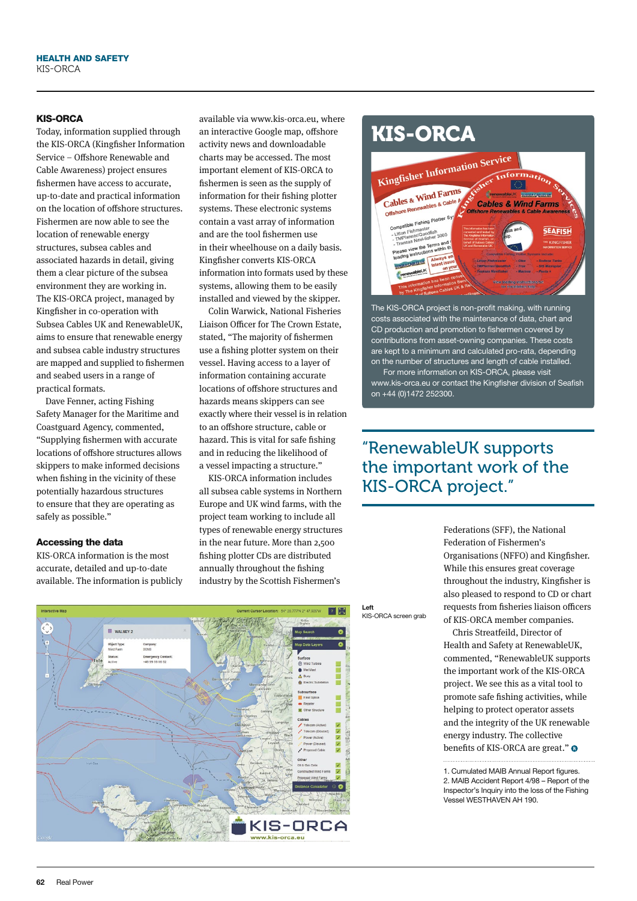## KIS-ORCA

Today, information supplied through the KIS-ORCA (Kingfisher Information Service – Offshore Renewable and Cable Awareness) project ensures fishermen have access to accurate, up-to-date and practical information on the location of offshore structures. Fishermen are now able to see the location of renewable energy structures, subsea cables and associated hazards in detail, giving them a clear picture of the subsea environment they are working in. The KIS-ORCA project, managed by Kingfisher in co-operation with Subsea Cables UK and RenewableUK, aims to ensure that renewable energy and subsea cable industry structures are mapped and supplied to fishermen and seabed users in a range of practical formats.

Dave Fenner, acting Fishing Safety Manager for the Maritime and Coastguard Agency, commented, "Supplying fishermen with accurate locations of offshore structures allows skippers to make informed decisions when fishing in the vicinity of these potentially hazardous structures to ensure that they are operating as safely as possible."

### Accessing the data

KIS-ORCA information is the most accurate, detailed and up-to-date available. The information is publicly available via www.kis-orca.eu, where an interactive Google map, offshore activity news and downloadable charts may be accessed. The most important element of KIS-ORCA to fishermen is seen as the supply of information for their fishing plotter systems. These electronic systems contain a vast array of information and are the tool fishermen use in their wheelhouse on a daily basis. Kingfisher converts KIS-ORCA information into formats used by these systems, allowing them to be easily installed and viewed by the skipper.

Colin Warwick, National Fisheries Liaison Officer for The Crown Estate, stated, "The majority of fishermen use a fishing plotter system on their vessel. Having access to a layer of information containing accurate locations of offshore structures and hazards means skippers can see exactly where their vessel is in relation to an offshore structure, cable or hazard. This is vital for safe fishing and in reducing the likelihood of a vessel impacting a structure."

KIS-ORCA information includes all subsea cable systems in Northern Europe and UK wind farms, with the project team working to include all types of renewable energy structures in the near future. More than 2,500 fishing plotter CDs are distributed annually throughout the fishing industry by the Scottish Fishermen's Federations (SFF), the National Federation of Fishermen's Organisations (NFFO) and Kingfisher. While this ensures great coverage throughout the industry, Kingfisher is also pleased to respond to CD or chart requests from fisheries liaison officers of KIS-ORCA member companies.

Chris Streatfeild, Director of Health and Safety at RenewableUK, commented, "RenewableUK supports the important work of the KIS-ORCA project. We see this as a vital tool to promote safe fishing activities, while helping to protect operator assets and the integrity of the UK renewable energy industry. The collective benefits of KIS-ORCA are great."

> "RenewableUK supports the important work of the KIS-ORCA project."

## KIS-ORCA

The KIS-ORCA project is non-profit making, with running costs associated with the maintenance of data, chart and CD production and promotion to fishermen covered by contributions from asset-owning companies. These costs are kept to a minimum and calculated pro-rata, depending on the number of structures and length of cable installed.

For more information on KIS-ORCA, please visit www.kis-orca.eu or contact the Kingfisher division of Seafish on +44 (0)1472 252300.

**Left**
KIS-ORCA screen grab

1. Cumulated MAIB Annual Report figures.
2. MAIB Accident Report 4/98 – Report of the Inspector's Inquiry into the loss of the Fishing Vessel WESTHAVEN AH 190.